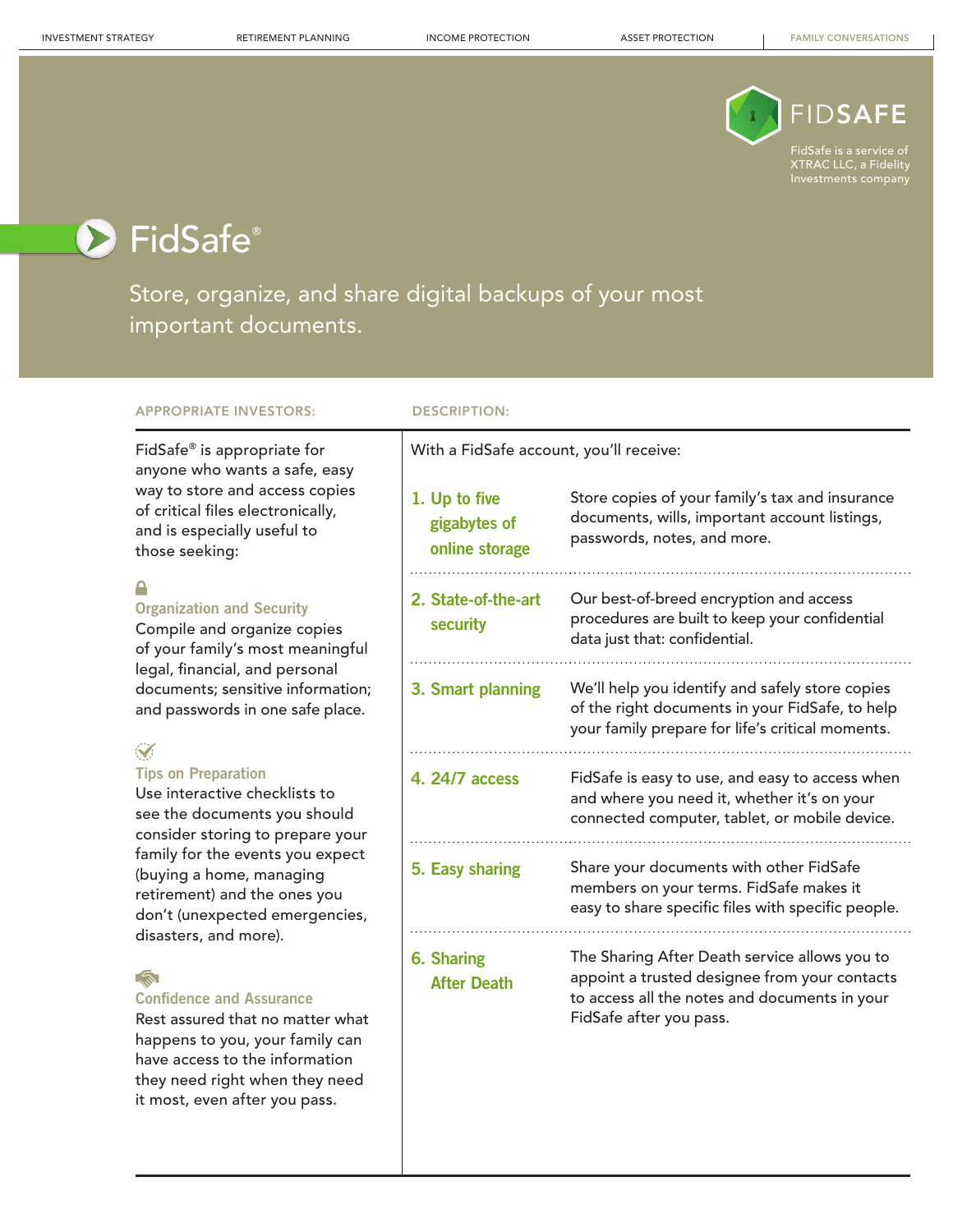INVESTMENT STRATEGY | RETIREMENT PLANNING | INCOME PROTECTION | ASSET PROTECTION | FAMILY CONVERSATIONS

FIDSAFE

FidSafe is a service of XTRAC LLC, a Fidelity Investments company

# FidSafe®

Store, organize, and share digital backups of your most important documents.

## APPROPRIATE INVESTORS:

FidSafe® is appropriate for anyone who wants a safe, easy way to store and access copies of critical files electronically, and is especially useful to those seeking:

### Organization and Security

Compile and organize copies of your family's most meaningful legal, financial, and personal documents; sensitive information; and passwords in one safe place.

### Tips on Preparation

Use interactive checklists to see the documents you should consider storing to prepare your family for the events you expect (buying a home, managing retirement) and the ones you don't (unexpected emergencies, disasters, and more).

### Confidence and Assurance

Rest assured that no matter what happens to you, your family can have access to the information they need right when they need it most, even after you pass.

## DESCRIPTION:

With a FidSafe account, you'll receive:

| | |
|---|---|
| **1. Up to five gigabytes of online storage** | Store copies of your family's tax and insurance documents, wills, important account listings, passwords, notes, and more. |
| **2. State-of-the-art security** | Our best-of-breed encryption and access procedures are built to keep your confidential data just that: confidential. |
| **3. Smart planning** | We'll help you identify and safely store copies of the right documents in your FidSafe, to help your family prepare for life's critical moments. |
| **4. 24/7 access** | FidSafe is easy to use, and easy to access when and where you need it, whether it's on your connected computer, tablet, or mobile device. |
| **5. Easy sharing** | Share your documents with other FidSafe members on your terms. FidSafe makes it easy to share specific files with specific people. |
| **6. Sharing After Death** | The Sharing After Death service allows you to appoint a trusted designee from your contacts to access all the notes and documents in your FidSafe after you pass. |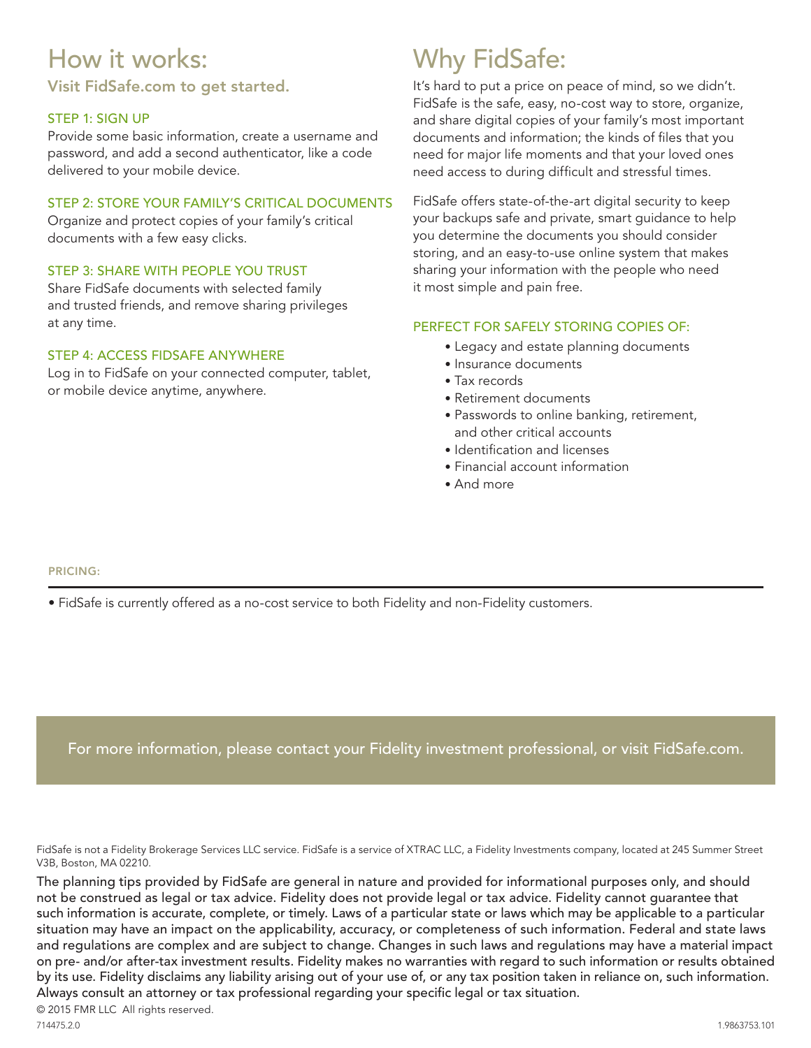## How it works:

### Visit FidSafe.com to get started.

**STEP 1: SIGN UP**

Provide some basic information, create a username and password, and add a second authenticator, like a code delivered to your mobile device.

**STEP 2: STORE YOUR FAMILY'S CRITICAL DOCUMENTS**

Organize and protect copies of your family's critical documents with a few easy clicks.

**STEP 3: SHARE WITH PEOPLE YOU TRUST**

Share FidSafe documents with selected family and trusted friends, and remove sharing privileges at any time.

**STEP 4: ACCESS FIDSAFE ANYWHERE**

Log in to FidSafe on your connected computer, tablet, or mobile device anytime, anywhere.

## Why FidSafe:

It's hard to put a price on peace of mind, so we didn't. FidSafe is the safe, easy, no-cost way to store, organize, and share digital copies of your family's most important documents and information; the kinds of files that you need for major life moments and that your loved ones need access to during difficult and stressful times.

FidSafe offers state-of-the-art digital security to keep your backups safe and private, smart guidance to help you determine the documents you should consider storing, and an easy-to-use online system that makes sharing your information with the people who need it most simple and pain free.

**PERFECT FOR SAFELY STORING COPIES OF:**

- Legacy and estate planning documents
- Insurance documents
- Tax records
- Retirement documents
- Passwords to online banking, retirement, and other critical accounts
- Identification and licenses
- Financial account information
- And more

**PRICING:**

- FidSafe is currently offered as a no-cost service to both Fidelity and non-Fidelity customers.

For more information, please contact your Fidelity investment professional, or visit FidSafe.com.

FidSafe is not a Fidelity Brokerage Services LLC service. FidSafe is a service of XTRAC LLC, a Fidelity Investments company, located at 245 Summer Street V3B, Boston, MA 02210.

The planning tips provided by FidSafe are general in nature and provided for informational purposes only, and should not be construed as legal or tax advice. Fidelity does not provide legal or tax advice. Fidelity cannot guarantee that such information is accurate, complete, or timely. Laws of a particular state or laws which may be applicable to a particular situation may have an impact on the applicability, accuracy, or completeness of such information. Federal and state laws and regulations are complex and are subject to change. Changes in such laws and regulations may have a material impact on pre- and/or after-tax investment results. Fidelity makes no warranties with regard to such information or results obtained by its use. Fidelity disclaims any liability arising out of your use of, or any tax position taken in reliance on, such information. Always consult an attorney or tax professional regarding your specific legal or tax situation.

© 2015 FMR LLC All rights reserved.

714475.2.0

1.9863753.101